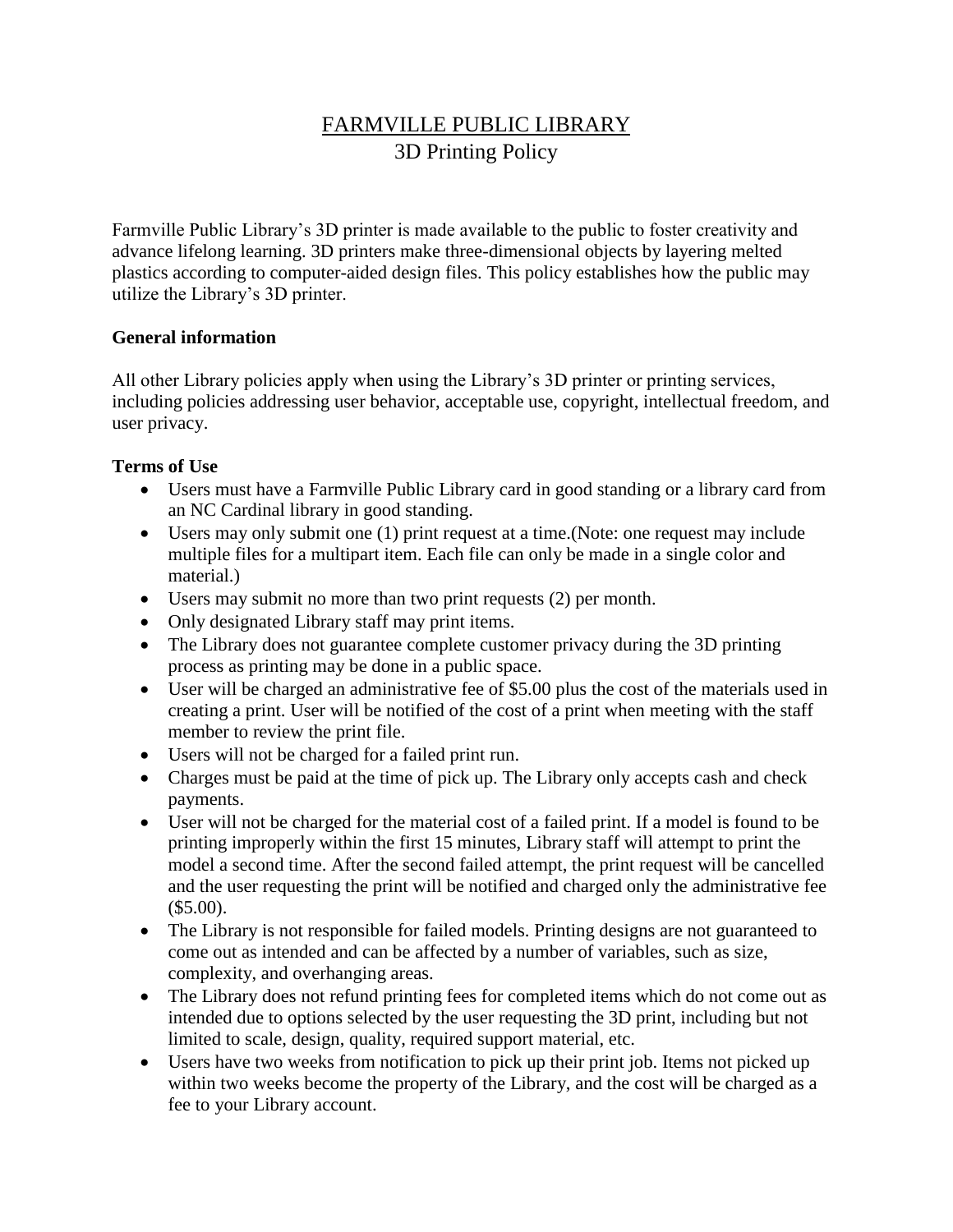# FARMVILLE PUBLIC LIBRARY

## 3D Printing Policy

Farmville Public Library's 3D printer is made available to the public to foster creativity and advance lifelong learning. 3D printers make three-dimensional objects by layering melted plastics according to computer-aided design files. This policy establishes how the public may utilize the Library's 3D printer.

**General information**

All other Library policies apply when using the Library's 3D printer or printing services, including policies addressing user behavior, acceptable use, copyright, intellectual freedom, and user privacy.

**Terms of Use**

- Users must have a Farmville Public Library card in good standing or a library card from an NC Cardinal library in good standing.
- Users may only submit one (1) print request at a time.(Note: one request may include multiple files for a multipart item. Each file can only be made in a single color and material.)
- Users may submit no more than two print requests (2) per month.
- Only designated Library staff may print items.
- The Library does not guarantee complete customer privacy during the 3D printing process as printing may be done in a public space.
- User will be charged an administrative fee of $5.00 plus the cost of the materials used in creating a print. User will be notified of the cost of a print when meeting with the staff member to review the print file.
- Users will not be charged for a failed print run.
- Charges must be paid at the time of pick up. The Library only accepts cash and check payments.
- User will not be charged for the material cost of a failed print. If a model is found to be printing improperly within the first 15 minutes, Library staff will attempt to print the model a second time. After the second failed attempt, the print request will be cancelled and the user requesting the print will be notified and charged only the administrative fee ($5.00).
- The Library is not responsible for failed models. Printing designs are not guaranteed to come out as intended and can be affected by a number of variables, such as size, complexity, and overhanging areas.
- The Library does not refund printing fees for completed items which do not come out as intended due to options selected by the user requesting the 3D print, including but not limited to scale, design, quality, required support material, etc.
- Users have two weeks from notification to pick up their print job. Items not picked up within two weeks become the property of the Library, and the cost will be charged as a fee to your Library account.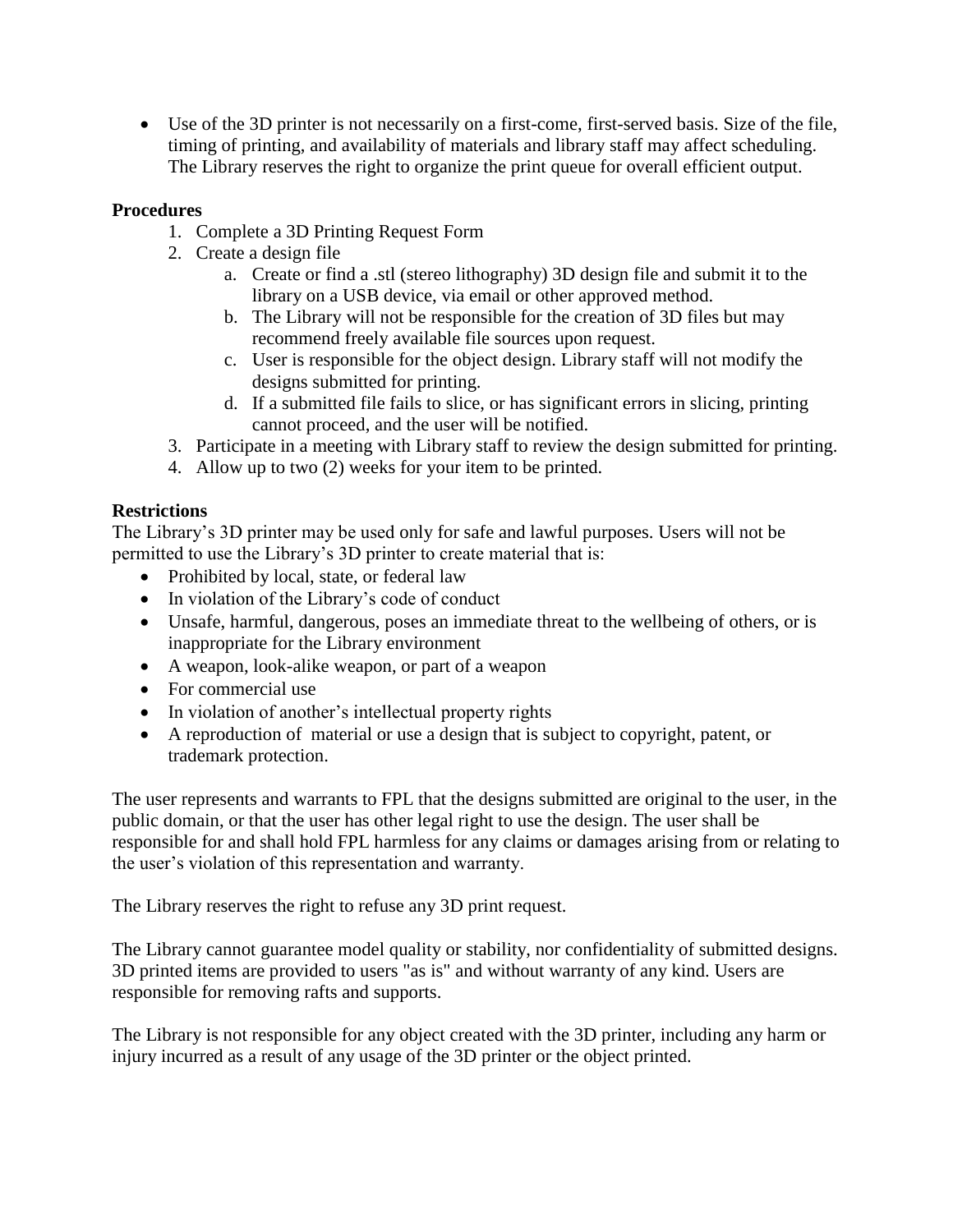- Use of the 3D printer is not necessarily on a first-come, first-served basis. Size of the file, timing of printing, and availability of materials and library staff may affect scheduling. The Library reserves the right to organize the print queue for overall efficient output.

**Procedures**

1. Complete a 3D Printing Request Form
2. Create a design file
   a. Create or find a .stl (stereo lithography) 3D design file and submit it to the library on a USB device, via email or other approved method.
   b. The Library will not be responsible for the creation of 3D files but may recommend freely available file sources upon request.
   c. User is responsible for the object design. Library staff will not modify the designs submitted for printing.
   d. If a submitted file fails to slice, or has significant errors in slicing, printing cannot proceed, and the user will be notified.
3. Participate in a meeting with Library staff to review the design submitted for printing.
4. Allow up to two (2) weeks for your item to be printed.

**Restrictions**

The Library's 3D printer may be used only for safe and lawful purposes. Users will not be permitted to use the Library's 3D printer to create material that is:

- Prohibited by local, state, or federal law
- In violation of the Library's code of conduct
- Unsafe, harmful, dangerous, poses an immediate threat to the wellbeing of others, or is inappropriate for the Library environment
- A weapon, look-alike weapon, or part of a weapon
- For commercial use
- In violation of another's intellectual property rights
- A reproduction of material or use a design that is subject to copyright, patent, or trademark protection.

The user represents and warrants to FPL that the designs submitted are original to the user, in the public domain, or that the user has other legal right to use the design. The user shall be responsible for and shall hold FPL harmless for any claims or damages arising from or relating to the user's violation of this representation and warranty.

The Library reserves the right to refuse any 3D print request.

The Library cannot guarantee model quality or stability, nor confidentiality of submitted designs. 3D printed items are provided to users "as is" and without warranty of any kind. Users are responsible for removing rafts and supports.

The Library is not responsible for any object created with the 3D printer, including any harm or injury incurred as a result of any usage of the 3D printer or the object printed.